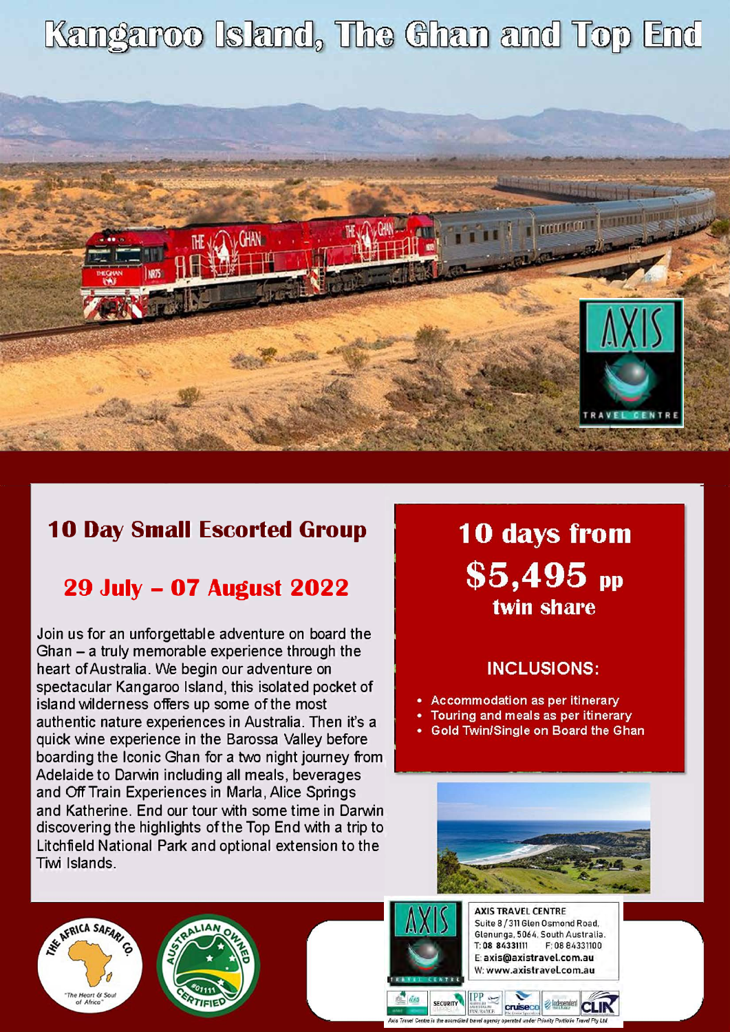# Kangaroo Island, The Ghan and Top End

## 10 Day Small Escorted Group

## 29 July – 07 August 2022

Join us for an unforgettable adventure on board the Ghan – a truly memorable experience through the heart of Australia. We begin our adventure on spectacular Kangaroo Island, this isolated pocket of island wilderness offers up some of the most authentic nature experiences in Australia. Then it's a quick wine experience in the Barossa Valley before boarding the Iconic Ghan for a two night journey from Adelaide to Darwin including all meals, beverages and Off Train Experiences in Marla, Alice Springs and Katherine. End our tour with some time in Darwin discovering the highlights of the Top End with a trip to Litchfield National Park and optional extension to the Tiwi Islands.

## 10 days from $5,495 pp twin share

### INCLUSIONS:

- Accommodation as per itinerary
- Touring and meals as per itinerary
- Gold Twin/Single on Board the Ghan

**AXIS TRAVEL CENTRE**
Suite 8 / 311 Glen Osmond Road,
Glenunga, 5064, South Australia.
T: **08 84331111** F: 08 84331100
E: **axis@axistravel.com.au**
W: **www.axistravel.com.au**

Axis Travel Centre is the accredited travel agency operated under Priority Portfolio Travel Pty Ltd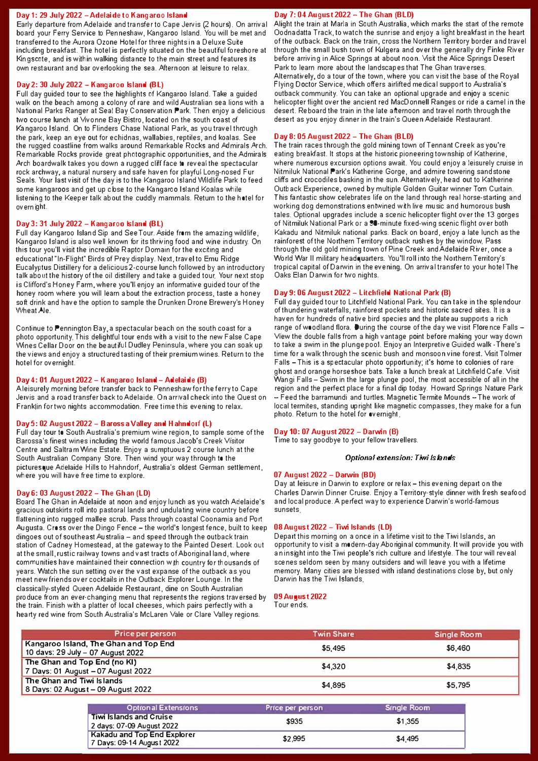### Day 1: 29 July 2022 – Adelaide to Kangaroo Island

Early departure from Adelaide and transfer to Cape Jervis (2 hours). On arrival board your Ferry Service to Penneshaw, Kangaroo Island. You will be met and transferred to the Aurora Ozone Hotel for three nights in a Deluxe Suite including breakfast. The hotel is perfectly situated on the beautiful foreshore at Kingscote, and is within walking distance to the main street and features its own restaurant and bar overlooking the sea. Afternoon at leisure to relax.

### Day 2: 30 July 2022 – Kangaroo Island (BL)

Full day guided tour to see the highlights of Kangaroo Island. Take a guided walk on the beach among a colony of rare and wild Australian sea lions with a National Parks Ranger at Seal Bay Conservation Park. Then enjoy a delicious two course lunch at Vivonne Bay Bistro, located on the south coast of Kangaroo Island. On to Flinders Chase National Park, as you travel through the park, keep an eye out for echidnas, wallabies, reptiles, and koalas. See the rugged coastline from walks around Remarkable Rocks and Admirals Arch. Remarkable Rocks provide great photographic opportunities, and the Admirals Arch boardwalk takes you down a rugged cliff face to reveal the spectacular rock archway, a natural nursery and safe haven for playful Long-nosed Fur Seals. Your last visit of the day is to the Kangaroo Island Wildlife Park to feed some kangaroos and get up close to the Kangaroo Island Koalas while listening to the Keeper talk about the cuddly mammals. Return to the hotel for overnight.

### Day 3: 31 July 2022 – Kangaroo Island (BL)

Full day Kangaroo Island Sip and See Tour. Aside from the amazing wildlife, Kangaroo Island is also well known for its thriving food and wine industry. On this tour you'll visit the incredible Raptor Domain for the exciting and educational "In-Flight" Birds of Prey display. Next, travel to Emu Ridge Eucalyptus Distillery for a delicious 2-course lunch followed by an introductory talk about the history of the oil distillery and take a guided tour. Your next stop is Clifford's Honey Farm, where you'll enjoy an informative guided tour of the honey room where you will learn about the extraction process, taste a honey soft drink and have the option to sample the Drunken Drone Brewery's Honey Wheat Ale.

Continue to Pennington Bay, a spectacular beach on the south coast for a photo opportunity. This delightful tour ends with a visit to the new False Cape Wines Cellar Door on the beautiful Dudley Peninsula, where you can soak up the views and enjoy a structured tasting of their premium wines. Return to the hotel for overnight.

### Day 4: 01 August 2022 – Kangaroo Island – Adelaide (B)

A leisurely morning before transfer back to Penneshaw for the ferry to Cape Jervis and a road transfer back to Adelaide. On arrival check into the Quest on Franklin for two nights accommodation. Free time this evening to relax.

### Day 5: 02 August 2022 – Barossa Valley and Hahndorf (L)

Full day tour to South Australia's premium wine region, to sample some of the Barossa's finest wines including the world famous Jacob's Creek Visitor Centre and Saltram Wine Estate. Enjoy a sumptuous 2 course lunch at the South Australian Company Store. Then wind your way through to the picturesque Adelaide Hills to Hahndorf, Australia's oldest German settlement, where you will have free time to explore.

### Day 6: 03 August 2022 – The Ghan (LD)

Board The Ghan in Adelaide at noon and enjoy lunch as you watch Adelaide's gracious outskirts roll into pastoral lands and undulating wine country before flattening into rugged mallee scrub. Pass through coastal Coonamia and Port Augusta. Cross over the Dingo Fence – the world's longest fence, built to keep dingoes out of southeast Australia – and speed through the outback train station of Cadney Homestead, at the gateway to the Painted Desert. Look out at the small, rustic railway towns and vast tracts of Aboriginal land, where communities have maintained their connection with country for thousands of years. Watch the sun setting over the vast expanse of the outback as you meet new friends over cocktails in the Outback Explorer Lounge. In the classically-styled Queen Adelaide Restaurant, dine on South Australian produce from an ever-changing menu that represents the regions traversed by the train. Finish with a platter of local cheeses, which pairs perfectly with a hearty red wine from South Australia's McLaren Vale or Clare Valley regions.

### Day 7: 04 August 2022 – The Ghan (BLD)

Alight the train at Marla in South Australia, which marks the start of the remote Oodnadatta Track, to watch the sunrise and enjoy a light breakfast in the heart of the outback. Back on the train, cross the Northern Territory border and travel through the small bush town of Kulgera and over the generally dry Finke River before arriving in Alice Springs at about noon. Visit the Alice Springs Desert Park to learn more about the landscapes that The Ghan traverses. Alternatively, do a tour of the town, where you can visit the base of the Royal Flying Doctor Service, which offers airlifted medical support to Australia's outback community. You can take an optional upgrade and enjoy a scenic helicopter flight over the ancient red MacDonnell Ranges or ride a camel in the desert. Reboard the train in the late afternoon and travel north through the desert as you enjoy dinner in the train's Queen Adelaide Restaurant.

### Day 8: 05 August 2022 – The Ghan (BLD)

The train races through the gold mining town of Tennant Creek as you're eating breakfast. It stops at the historic pioneering township of Katherine, where numerous excursion options await. You could enjoy a leisurely cruise in Nitmiluk National Park's Katherine Gorge, and admire towering sandstone cliffs and crocodiles basking in the sun. Alternatively, head out to Katherine Outback Experience, owned by multiple Golden Guitar winner Tom Curtain. This fantastic show celebrates life on the land through real horse-starting and working dog demonstrations entwined with live music and humorous bush tales. Optional upgrades include a scenic helicopter flight over the 13 gorges of Nitmiluk National Park or a 90-minute fixed-wing scenic flight over both Kakadu and Nitmiluk national parks. Back on board, enjoy a late lunch as the rainforest of the Northern Territory outback rushes by the window. Pass through the old gold mining town of Pine Creek and Adelaide River, once a World War II military headquarters. You'll roll into the Northern Territory's tropical capital of Darwin in the evening. On arrival transfer to your hotel The Oaks Elan Darwin for two nights.

### Day 9: 06 August 2022 – Litchfield National Park (B)

Full day guided tour to Litchfield National Park. You can take in the splendour of thundering waterfalls, rainforest pockets and historic sacred sites. It is a haven for hundreds of native bird species and the plateau supports a rich range of woodland flora. During the course of the day we visit Florence Falls – View the double falls from a high vantage point before making your way down to take a swim in the plunge pool. Enjoy an Interpretive Guided walk - There's time for a walk through the scenic bush and monsoon vine forest. Visit Tolmer Falls – This is a spectacular photo opportunity; it's home to colonies of rare ghost and orange horseshoe bats. Take a lunch break at Litchfield Cafe. Visit Wangi Falls – Swim in the large plunge pool, the most accessible of all in the region and the perfect place for a final dip today. Howard Springs Nature Park – Feed the barramundi and turtles. Magnetic Termite Mounds – The work of local termites, standing upright like magnetic compasses, they make for a fun photo. Return to the hotel for overnight.

### Day 10: 07 August 2022 – Darwin (B)

Time to say goodbye to your fellow travellers.

*Optional extension: Tiwi Islands*

### 07 August 2022 – Darwin (BD)

Day at leisure in Darwin to explore or relax – this evening depart on the Charles Darwin Dinner Cruise. Enjoy a Territory-style dinner with fresh seafood and local produce. A perfect way to experience Darwin's world-famous sunsets.

### 08 August 2022 – Tiwi Islands (LD)

Depart this morning on a once in a lifetime visit to the Tiwi Islands, an opportunity to visit a modern-day Aboriginal community. It will provide you with an insight into the Tiwi people's rich culture and lifestyle. The tour will reveal scenes seldom seen by many outsiders and will leave you with a lifetime memory. Many cities are blessed with island destinations close by, but only Darwin has the Tiwi Islands.

### 09 August 2022

Tour ends.

| Price per person | Twin Share | Single Room |
|---|---|---|
| **Kangaroo Island, The Ghan and Top End**<br>10 days: 29 July – 07 August 2022 | $5,495 | $6,460 |
| **The Ghan and Top End (no KI)**<br>7 Days: 01 August – 07 August 2022 | $4,320 | $4,835 |
| **The Ghan and Tiwi Islands**<br>8 Days: 02 August – 09 August 2022 | $4,895 | $5,795 |

| Optional Extensions | Price per person | Single Room |
|---|---|---|
| **Tiwi Islands and Cruise**<br>2 days: 07-09 August 2022 | $935 | $1,355 |
| **Kakadu and Top End Explorer**<br>7 Days: 09-14 August 2022 | $2,995 | $4,495 |